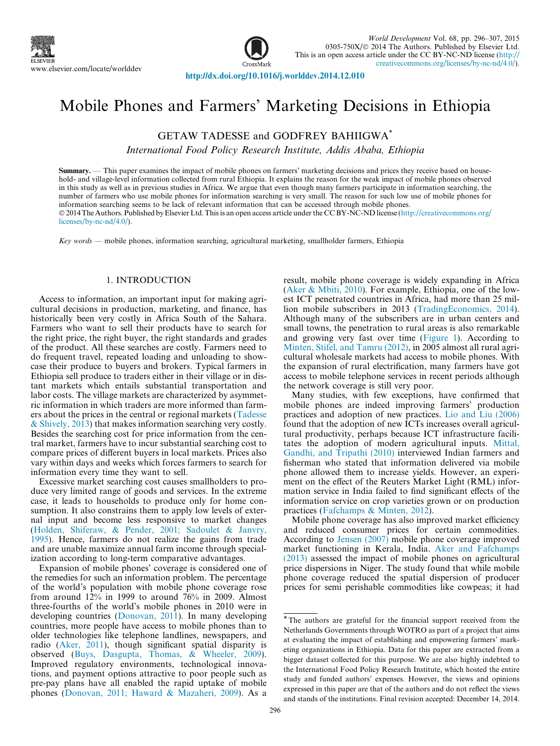# Mobile Phones and Farmers' Marketing Decisions in Ethiopia

GETAW TADESSE and GODFREY BAHIIGWA[*]

*International Food Policy Research Institute, Addis Ababa, Ethiopia*

**Summary.** — This paper examines the impact of mobile phones on farmers' marketing decisions and prices they receive based on household- and village-level information collected from rural Ethiopia. It explains the reason for the weak impact of mobile phones observed in this study as well as in previous studies in Africa. We argue that even though many farmers participate in information searching, the number of farmers who use mobile phones for information searching is very small. The reason for such low use of mobile phones for information searching seems to be lack of relevant information that can be accessed through mobile phones.

© 2014 The Authors. Published by Elsevier Ltd. This is an open access article under the CC BY-NC-ND license (http://creativecommons.org/licenses/by-nc-nd/4.0/).

*Key words* — mobile phones, information searching, agricultural marketing, smallholder farmers, Ethiopia

## 1. INTRODUCTION

Access to information, an important input for making agricultural decisions in production, marketing, and finance, has historically been very costly in Africa South of the Sahara. Farmers who want to sell their products have to search for the right price, the right buyer, the right standards and grades of the product. All these searches are costly. Farmers need to do frequent travel, repeated loading and unloading to showcase their produce to buyers and brokers. Typical farmers in Ethiopia sell produce to traders either in their village or in distant markets which entails substantial transportation and labor costs. The village markets are characterized by asymmetric information in which traders are more informed than farmers about the prices in the central or regional markets (Tadesse & Shively, 2013) that makes information searching very costly. Besides the searching cost for price information from the central market, farmers have to incur substantial searching cost to compare prices of different buyers in local markets. Prices also vary within days and weeks which forces farmers to search for information every time they want to sell.

Excessive market searching cost causes smallholders to produce very limited range of goods and services. In the extreme case, it leads to households to produce only for home consumption. It also constrains them to apply low levels of external input and become less responsive to market changes (Holden, Shiferaw, & Pender, 2001; Sadoulet & Janvry, 1995). Hence, farmers do not realize the gains from trade and are unable maximize annual farm income through specialization according to long-term comparative advantages.

Expansion of mobile phones' coverage is considered one of the remedies for such an information problem. The percentage of the world's population with mobile phone coverage rose from around 12% in 1999 to around 76% in 2009. Almost three-fourths of the world's mobile phones in 2010 were in developing countries (Donovan, 2011). In many developing countries, more people have access to mobile phones than to older technologies like telephone landlines, newspapers, and radio (Aker, 2011), though significant spatial disparity is observed (Buys, Dasgupta, Thomas, & Wheeler, 2009). Improved regulatory environments, technological innovations, and payment options attractive to poor people such as pre-pay plans have all enabled the rapid uptake of mobile phones (Donovan, 2011; Haward & Mazaheri, 2009). As a result, mobile phone coverage is widely expanding in Africa (Aker & Mbiti, 2010). For example, Ethiopia, one of the lowest ICT penetrated countries in Africa, had more than 25 million mobile subscribers in 2013 (TradingEconomics, 2014). Although many of the subscribers are in urban centers and small towns, the penetration to rural areas is also remarkable and growing very fast over time (Figure 1). According to Minten, Stifel, and Tamru (2012), in 2005 almost all rural agricultural wholesale markets had access to mobile phones. With the expansion of rural electrification, many farmers have got access to mobile telephone services in recent periods although the network coverage is still very poor.

Many studies, with few exceptions, have confirmed that mobile phones are indeed improving farmers' production practices and adoption of new practices. Lio and Liu (2006) found that the adoption of new ICTs increases overall agricultural productivity, perhaps because ICT infrastructure facilitates the adoption of modern agricultural inputs. Mittal, Gandhi, and Tripathi (2010) interviewed Indian farmers and fisherman who stated that information delivered via mobile phone allowed them to increase yields. However, an experiment on the effect of the Reuters Market Light (RML) information service in India failed to find significant effects of the information service on crop varieties grown or on production practices (Fafchamps & Minten, 2012).

Mobile phone coverage has also improved market efficiency and reduced consumer prices for certain commodities. According to Jensen (2007) mobile phone coverage improved market functioning in Kerala, India. Aker and Fafchamps (2013) assessed the impact of mobile phones on agricultural price dispersions in Niger. The study found that while mobile phone coverage reduced the spatial dispersion of producer prices for semi perishable commodities like cowpeas; it had

[*] The authors are grateful for the financial support received from the Netherlands Governments through WOTRO as part of a project that aims at evaluating the impact of establishing and empowering farmers' marketing organizations in Ethiopia. Data for this paper are extracted from a bigger dataset collected for this purpose. We are also highly indebted to the International Food Policy Research Institute, which hosted the entire study and funded authors' expenses. However, the views and opinions expressed in this paper are that of the authors and do not reflect the views and stands of the institutions. Final revision accepted: December 14, 2014.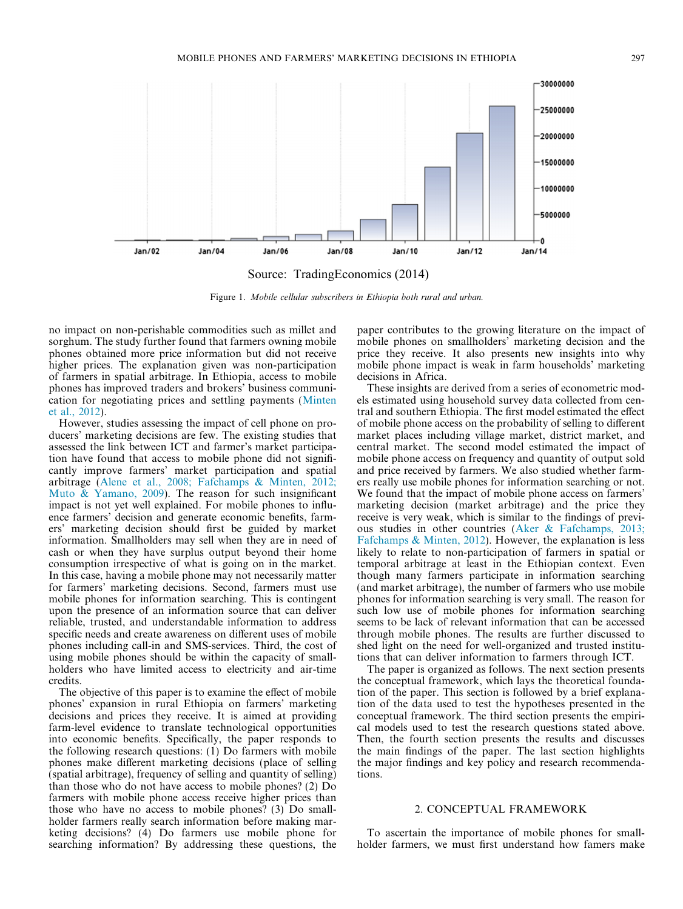30000000
25000000
20000000
15000000
10000000
5000000
0
Jan/02
Jan/04
Jan/06
Jan/08
Jan/10
Jan/12
Jan/14

Source: TradingEconomics (2014)

Figure 1. *Mobile cellular subscribers in Ethiopia both rural and urban.*

no impact on non-perishable commodities such as millet and sorghum. The study further found that farmers owning mobile phones obtained more price information but did not receive higher prices. The explanation given was non-participation of farmers in spatial arbitrage. In Ethiopia, access to mobile phones has improved traders and brokers' business communication for negotiating prices and settling payments (Minten et al., 2012).

However, studies assessing the impact of cell phone on producers' marketing decisions are few. The existing studies that assessed the link between ICT and farmer's market participation have found that access to mobile phone did not significantly improve farmers' market participation and spatial arbitrage (Alene et al., 2008; Fafchamps & Minten, 2012; Muto & Yamano, 2009). The reason for such insignificant impact is not yet well explained. For mobile phones to influence farmers' decision and generate economic benefits, farmers' marketing decision should first be guided by market information. Smallholders may sell when they are in need of cash or when they have surplus output beyond their home consumption irrespective of what is going on in the market. In this case, having a mobile phone may not necessarily matter for farmers' marketing decisions. Second, farmers must use mobile phones for information searching. This is contingent upon the presence of an information source that can deliver reliable, trusted, and understandable information to address specific needs and create awareness on different uses of mobile phones including call-in and SMS-services. Third, the cost of using mobile phones should be within the capacity of smallholders who have limited access to electricity and air-time credits.

The objective of this paper is to examine the effect of mobile phones' expansion in rural Ethiopia on farmers' marketing decisions and prices they receive. It is aimed at providing farm-level evidence to translate technological opportunities into economic benefits. Specifically, the paper responds to the following research questions: (1) Do farmers with mobile phones make different marketing decisions (place of selling (spatial arbitrage), frequency of selling and quantity of selling) than those who do not have access to mobile phones? (2) Do farmers with mobile phone access receive higher prices than those who have no access to mobile phones? (3) Do smallholder farmers really search information before making marketing decisions? (4) Do farmers use mobile phone for searching information? By addressing these questions, the paper contributes to the growing literature on the impact of mobile phones on smallholders' marketing decision and the price they receive. It also presents new insights into why mobile phone impact is weak in farm households' marketing decisions in Africa.

These insights are derived from a series of econometric models estimated using household survey data collected from central and southern Ethiopia. The first model estimated the effect of mobile phone access on the probability of selling to different market places including village market, district market, and central market. The second model estimated the impact of mobile phone access on frequency and quantity of output sold and price received by farmers. We also studied whether farmers really use mobile phones for information searching or not. We found that the impact of mobile phone access on farmers' marketing decision (market arbitrage) and the price they receive is very weak, which is similar to the findings of previous studies in other countries (Aker & Fafchamps, 2013; Fafchamps & Minten, 2012). However, the explanation is less likely to relate to non-participation of farmers in spatial or temporal arbitrage at least in the Ethiopian context. Even though many farmers participate in information searching (and market arbitrage), the number of farmers who use mobile phones for information searching is very small. The reason for such low use of mobile phones for information searching seems to be lack of relevant information that can be accessed through mobile phones. The results are further discussed to shed light on the need for well-organized and trusted institutions that can deliver information to farmers through ICT.

The paper is organized as follows. The next section presents the conceptual framework, which lays the theoretical foundation of the paper. This section is followed by a brief explanation of the data used to test the hypotheses presented in the conceptual framework. The third section presents the empirical models used to test the research questions stated above. Then, the fourth section presents the results and discusses the main findings of the paper. The last section highlights the major findings and key policy and research recommendations.

## 2. CONCEPTUAL FRAMEWORK

To ascertain the importance of mobile phones for smallholder farmers, we must first understand how famers make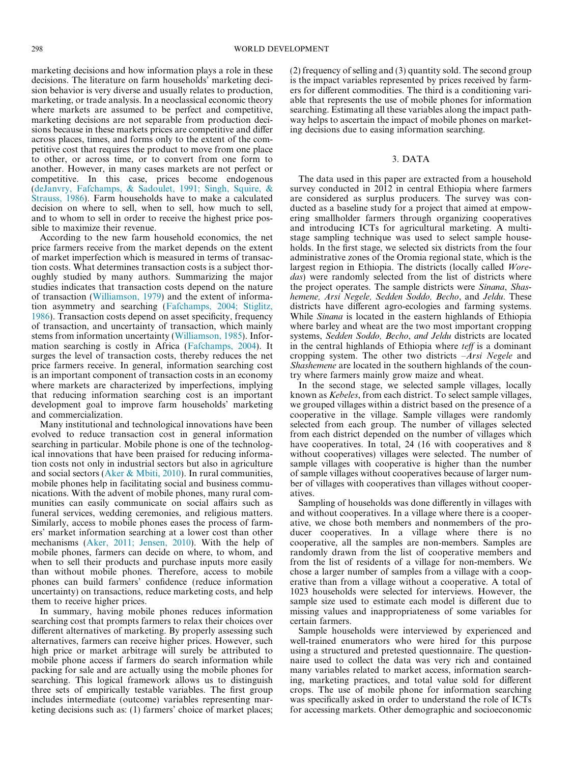marketing decisions and how information plays a role in these decisions. The literature on farm households' marketing decision behavior is very diverse and usually relates to production, marketing, or trade analysis. In a neoclassical economic theory where markets are assumed to be perfect and competitive, marketing decisions are not separable from production decisions because in these markets prices are competitive and differ across places, times, and forms only to the extent of the competitive cost that requires the product to move from one place to other, or across time, or to convert from one form to another. However, in many cases markets are not perfect or competitive. In this case, prices become endogenous (deJanvry, Fafchamps, & Sadoulet, 1991; Singh, Squire, & Strauss, 1986). Farm households have to make a calculated decision on where to sell, when to sell, how much to sell, and to whom to sell in order to receive the highest price possible to maximize their revenue.

According to the new farm household economics, the net price farmers receive from the market depends on the extent of market imperfection which is measured in terms of transaction costs. What determines transaction costs is a subject thoroughly studied by many authors. Summarizing the major studies indicates that transaction costs depend on the nature of transaction (Williamson, 1979) and the extent of information asymmetry and searching (Fafchamps, 2004; Stiglitz, 1986). Transaction costs depend on asset specificity, frequency of transaction, and uncertainty of transaction, which mainly stems from information uncertainty (Williamson, 1985). Information searching is costly in Africa (Fafchamps, 2004). It surges the level of transaction costs, thereby reduces the net price farmers receive. In general, information searching cost is an important component of transaction costs in an economy where markets are characterized by imperfections, implying that reducing information searching cost is an important development goal to improve farm households' marketing and commercialization.

Many institutional and technological innovations have been evolved to reduce transaction cost in general information searching in particular. Mobile phone is one of the technological innovations that have been praised for reducing information costs not only in industrial sectors but also in agriculture and social sectors (Aker & Mbiti, 2010). In rural communities, mobile phones help in facilitating social and business communications. With the advent of mobile phones, many rural communities can easily communicate on social affairs such as funeral services, wedding ceremonies, and religious matters. Similarly, access to mobile phones eases the process of farmers' market information searching at a lower cost than other mechanisms (Aker, 2011; Jensen, 2010). With the help of mobile phones, farmers can decide on where, to whom, and when to sell their products and purchase inputs more easily than without mobile phones. Therefore, access to mobile phones can build farmers' confidence (reduce information uncertainty) on transactions, reduce marketing costs, and help them to receive higher prices.

In summary, having mobile phones reduces information searching cost that prompts farmers to relax their choices over different alternatives of marketing. By properly assessing such alternatives, farmers can receive higher prices. However, such high price or market arbitrage will surely be attributed to mobile phone access if farmers do search information while packing for sale and are actually using the mobile phones for searching. This logical framework allows us to distinguish three sets of empirically testable variables. The first group includes intermediate (outcome) variables representing marketing decisions such as: (1) farmers' choice of market places; (2) frequency of selling and (3) quantity sold. The second group is the impact variables represented by prices received by farmers for different commodities. The third is a conditioning variable that represents the use of mobile phones for information searching. Estimating all these variables along the impact pathway helps to ascertain the impact of mobile phones on marketing decisions due to easing information searching.

## 3. DATA

The data used in this paper are extracted from a household survey conducted in 2012 in central Ethiopia where farmers are considered as surplus producers. The survey was conducted as a baseline study for a project that aimed at empowering smallholder farmers through organizing cooperatives and introducing ICTs for agricultural marketing. A multi-stage sampling technique was used to select sample households. In the first stage, we selected six districts from the four administrative zones of the Oromia regional state, which is the largest region in Ethiopia. The districts (locally called *Woredas*) were randomly selected from the list of districts where the project operates. The sample districts were *Sinana*, *Shashemene, Arsi Negele, Sedden Soddo, Becho*, and *Jeldu*. These districts have different agro-ecologies and farming systems. While *Sinana* is located in the eastern highlands of Ethiopia where barley and wheat are the two most important cropping systems, *Sedden Soddo, Becho, and Jeldu* districts are located in the central highlands of Ethiopia where *teff* is a dominant cropping system. The other two districts –*Arsi Negele* and *Shashemene* are located in the southern highlands of the country where farmers mainly grow maize and wheat.

In the second stage, we selected sample villages, locally known as *Kebeles*, from each district. To select sample villages, we grouped villages within a district based on the presence of a cooperative in the village. Sample villages were randomly selected from each group. The number of villages selected from each district depended on the number of villages which have cooperatives. In total, 24 (16 with cooperatives and 8 without cooperatives) villages were selected. The number of sample villages with cooperative is higher than the number of sample villages without cooperatives because of larger number of villages with cooperatives than villages without cooperatives.

Sampling of households was done differently in villages with and without cooperatives. In a village where there is a cooperative, we chose both members and nonmembers of the producer cooperatives. In a village where there is no cooperative, all the samples are non-members. Samples are randomly drawn from the list of cooperative members and from the list of residents of a village for non-members. We chose a larger number of samples from a village with a cooperative than from a village without a cooperative. A total of 1023 households were selected for interviews. However, the sample size used to estimate each model is different due to missing values and inappropriateness of some variables for certain farmers.

Sample households were interviewed by experienced and well-trained enumerators who were hired for this purpose using a structured and pretested questionnaire. The questionnaire used to collect the data was very rich and contained many variables related to market access, information searching, marketing practices, and total value sold for different crops. The use of mobile phone for information searching was specifically asked in order to understand the role of ICTs for accessing markets. Other demographic and socioeconomic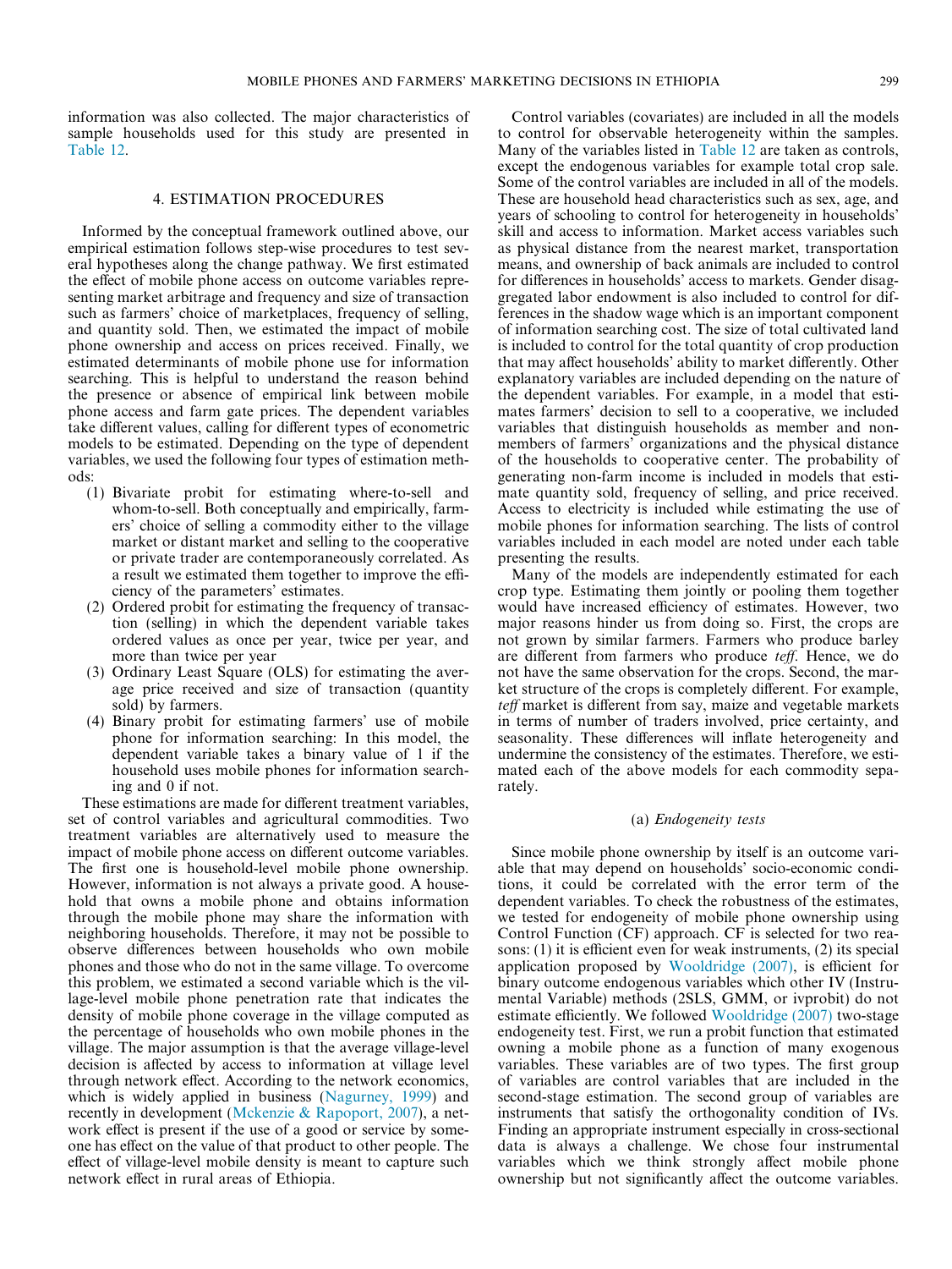information was also collected. The major characteristics of sample households used for this study are presented in Table 12.

## 4. ESTIMATION PROCEDURES

Informed by the conceptual framework outlined above, our empirical estimation follows step-wise procedures to test several hypotheses along the change pathway. We first estimated the effect of mobile phone access on outcome variables representing market arbitrage and frequency and size of transaction such as farmers' choice of marketplaces, frequency of selling, and quantity sold. Then, we estimated the impact of mobile phone ownership and access on prices received. Finally, we estimated determinants of mobile phone use for information searching. This is helpful to understand the reason behind the presence or absence of empirical link between mobile phone access and farm gate prices. The dependent variables take different values, calling for different types of econometric models to be estimated. Depending on the type of dependent variables, we used the following four types of estimation methods:

1. Bivariate probit for estimating where-to-sell and whom-to-sell. Both conceptually and empirically, farmers' choice of selling a commodity either to the village market or distant market and selling to the cooperative or private trader are contemporaneously correlated. As a result we estimated them together to improve the efficiency of the parameters' estimates.
2. Ordered probit for estimating the frequency of transaction (selling) in which the dependent variable takes ordered values as once per year, twice per year, and more than twice per year
3. Ordinary Least Square (OLS) for estimating the average price received and size of transaction (quantity sold) by farmers.
4. Binary probit for estimating farmers' use of mobile phone for information searching: In this model, the dependent variable takes a binary value of 1 if the household uses mobile phones for information searching and 0 if not.

These estimations are made for different treatment variables, set of control variables and agricultural commodities. Two treatment variables are alternatively used to measure the impact of mobile phone access on different outcome variables. The first one is household-level mobile phone ownership. However, information is not always a private good. A household that owns a mobile phone and obtains information through the mobile phone may share the information with neighboring households. Therefore, it may not be possible to observe differences between households who own mobile phones and those who do not in the same village. To overcome this problem, we estimated a second variable which is the village-level mobile phone penetration rate that indicates the density of mobile phone coverage in the village computed as the percentage of households who own mobile phones in the village. The major assumption is that the average village-level decision is affected by access to information at village level through network effect. According to the network economics, which is widely applied in business (Nagurney, 1999) and recently in development (Mckenzie & Rapoport, 2007), a network effect is present if the use of a good or service by someone has effect on the value of that product to other people. The effect of village-level mobile density is meant to capture such network effect in rural areas of Ethiopia.

Control variables (covariates) are included in all the models to control for observable heterogeneity within the samples. Many of the variables listed in Table 12 are taken as controls, except the endogenous variables for example total crop sale. Some of the control variables are included in all of the models. These are household head characteristics such as sex, age, and years of schooling to control for heterogeneity in households' skill and access to information. Market access variables such as physical distance from the nearest market, transportation means, and ownership of back animals are included to control for differences in households' access to markets. Gender disaggregated labor endowment is also included to control for differences in the shadow wage which is an important component of information searching cost. The size of total cultivated land is included to control for the total quantity of crop production that may affect households' ability to market differently. Other explanatory variables are included depending on the nature of the dependent variables. For example, in a model that estimates farmers' decision to sell to a cooperative, we included variables that distinguish households as member and nonmembers of farmers' organizations and the physical distance of the households to cooperative center. The probability of generating non-farm income is included in models that estimate quantity sold, frequency of selling, and price received. Access to electricity is included while estimating the use of mobile phones for information searching. The lists of control variables included in each model are noted under each table presenting the results.

Many of the models are independently estimated for each crop type. Estimating them jointly or pooling them together would have increased efficiency of estimates. However, two major reasons hinder us from doing so. First, the crops are not grown by similar farmers. Farmers who produce barley are different from farmers who produce *teff*. Hence, we do not have the same observation for the crops. Second, the market structure of the crops is completely different. For example, *teff* market is different from say, maize and vegetable markets in terms of number of traders involved, price certainty, and seasonality. These differences will inflate heterogeneity and undermine the consistency of the estimates. Therefore, we estimated each of the above models for each commodity separately.

### (a) *Endogeneity tests*

Since mobile phone ownership by itself is an outcome variable that may depend on households' socio-economic conditions, it could be correlated with the error term of the dependent variables. To check the robustness of the estimates, we tested for endogeneity of mobile phone ownership using Control Function (CF) approach. CF is selected for two reasons: (1) it is efficient for weak instruments, (2) its special application proposed by Wooldridge (2007), is efficient for binary outcome endogenous variables which other IV (Instrumental Variable) methods (2SLS, GMM, or ivprobit) do not estimate efficiently. We followed Wooldridge (2007) two-stage endogeneity test. First, we run a probit function that estimated owning a mobile phone as a function of many exogenous variables. These variables are of two types. The first group of variables are control variables that are included in the second-stage estimation. The second group of variables are instruments that satisfy the orthogonality condition of IVs. Finding an appropriate instrument especially in cross-sectional data is always a challenge. We chose four instrumental variables which we think strongly affect mobile phone ownership but not significantly affect the outcome variables.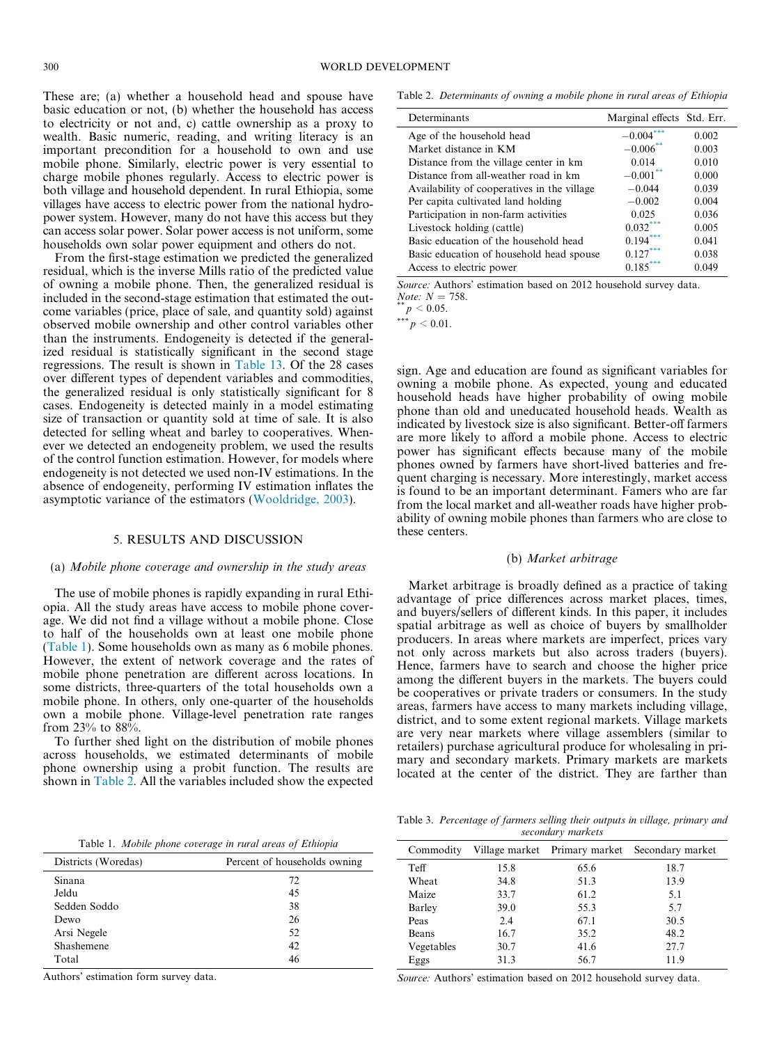These are; (a) whether a household head and spouse have basic education or not, (b) whether the household has access to electricity or not and, c) cattle ownership as a proxy to wealth. Basic numeric, reading, and writing literacy is an important precondition for a household to own and use mobile phone. Similarly, electric power is very essential to charge mobile phones regularly. Access to electric power is both village and household dependent. In rural Ethiopia, some villages have access to electric power from the national hydropower system. However, many do not have this access but they can access solar power. Solar power access is not uniform, some households own solar power equipment and others do not.

From the first-stage estimation we predicted the generalized residual, which is the inverse Mills ratio of the predicted value of owning a mobile phone. Then, the generalized residual is included in the second-stage estimation that estimated the outcome variables (price, place of sale, and quantity sold) against observed mobile ownership and other control variables other than the instruments. Endogeneity is detected if the generalized residual is statistically significant in the second stage regressions. The result is shown in Table 13. Of the 28 cases over different types of dependent variables and commodities, the generalized residual is only statistically significant for 8 cases. Endogeneity is detected mainly in a model estimating size of transaction or quantity sold at time of sale. It is also detected for selling wheat and barley to cooperatives. Whenever we detected an endogeneity problem, we used the results of the control function estimation. However, for models where endogeneity is not detected we used non-IV estimations. In the absence of endogeneity, performing IV estimation inflates the asymptotic variance of the estimators (Wooldridge, 2003).

## 5. RESULTS AND DISCUSSION

### (a) *Mobile phone coverage and ownership in the study areas*

The use of mobile phones is rapidly expanding in rural Ethiopia. All the study areas have access to mobile phone coverage. We did not find a village without a mobile phone. Close to half of the households own at least one mobile phone (Table 1). Some households own as many as 6 mobile phones. However, the extent of network coverage and the rates of mobile phone penetration are different across locations. In some districts, three-quarters of the total households own a mobile phone. In others, only one-quarter of the households own a mobile phone. Village-level penetration rate ranges from 23% to 88%.

To further shed light on the distribution of mobile phones across households, we estimated determinants of mobile phone ownership using a probit function. The results are shown in Table 2. All the variables included show the expected sign. Age and education are found as significant variables for owning a mobile phone. As expected, young and educated household heads have higher probability of owing mobile phone than old and uneducated household heads. Wealth as indicated by livestock size is also significant. Better-off farmers are more likely to afford a mobile phone. Access to electric power has significant effects because many of the mobile phones owned by farmers have short-lived batteries and frequent charging is necessary. More interestingly, market access is found to be an important determinant. Famers who are far from the local market and all-weather roads have higher probability of owning mobile phones than farmers who are close to these centers.

Table 1. *Mobile phone coverage in rural areas of Ethiopia*

| Districts (Woredas) | Percent of households owning |
|---|---|
| Sinana | 72 |
| Jeldu | 45 |
| Sedden Soddo | 38 |
| Dewo | 26 |
| Arsi Negele | 52 |
| Shashemene | 42 |
| Total | 46 |

Authors' estimation form survey data.

Table 2. *Determinants of owning a mobile phone in rural areas of Ethiopia*

| Determinants | Marginal effects | Std. Err. |
|---|---|---|
| Age of the household head | $-0.004^{***}$ | 0.002 |
| Market distance in KM | $-0.006^{**}$ | 0.003 |
| Distance from the village center in km | 0.014 | 0.010 |
| Distance from all-weather road in km | $-0.001^{**}$ | 0.000 |
| Availability of cooperatives in the village | $-0.044$ | 0.039 |
| Per capita cultivated land holding | $-0.002$ | 0.004 |
| Participation in non-farm activities | 0.025 | 0.036 |
| Livestock holding (cattle) | $0.032^{***}$ | 0.005 |
| Basic education of the household head | $0.194^{***}$ | 0.041 |
| Basic education of household head spouse | $0.127^{***}$ | 0.038 |
| Access to electric power | $0.185^{***}$ | 0.049 |

*Source:* Authors' estimation based on 2012 household survey data.
*Note:* $N = 758$.
$^{**}p < 0.05$.
$^{***}p < 0.01$.

### (b) *Market arbitrage*

Market arbitrage is broadly defined as a practice of taking advantage of price differences across market places, times, and buyers/sellers of different kinds. In this paper, it includes spatial arbitrage as well as choice of buyers by smallholder producers. In areas where markets are imperfect, prices vary not only across markets but also across traders (buyers). Hence, farmers have to search and choose the higher price among the different buyers in the markets. The buyers could be cooperatives or private traders or consumers. In the study areas, farmers have access to many markets including village, district, and to some extent regional markets. Village markets are very near markets where village assemblers (similar to retailers) purchase agricultural produce for wholesaling in primary and secondary markets. Primary markets are markets located at the center of the district. They are farther than

Table 3. *Percentage of farmers selling their outputs in village, primary and secondary markets*

| Commodity | Village market | Primary market | Secondary market |
|---|---|---|---|
| Teff | 15.8 | 65.6 | 18.7 |
| Wheat | 34.8 | 51.3 | 13.9 |
| Maize | 33.7 | 61.2 | 5.1 |
| Barley | 39.0 | 55.3 | 5.7 |
| Peas | 2.4 | 67.1 | 30.5 |
| Beans | 16.7 | 35.2 | 48.2 |
| Vegetables | 30.7 | 41.6 | 27.7 |
| Eggs | 31.3 | 56.7 | 11.9 |

*Source:* Authors' estimation based on 2012 household survey data.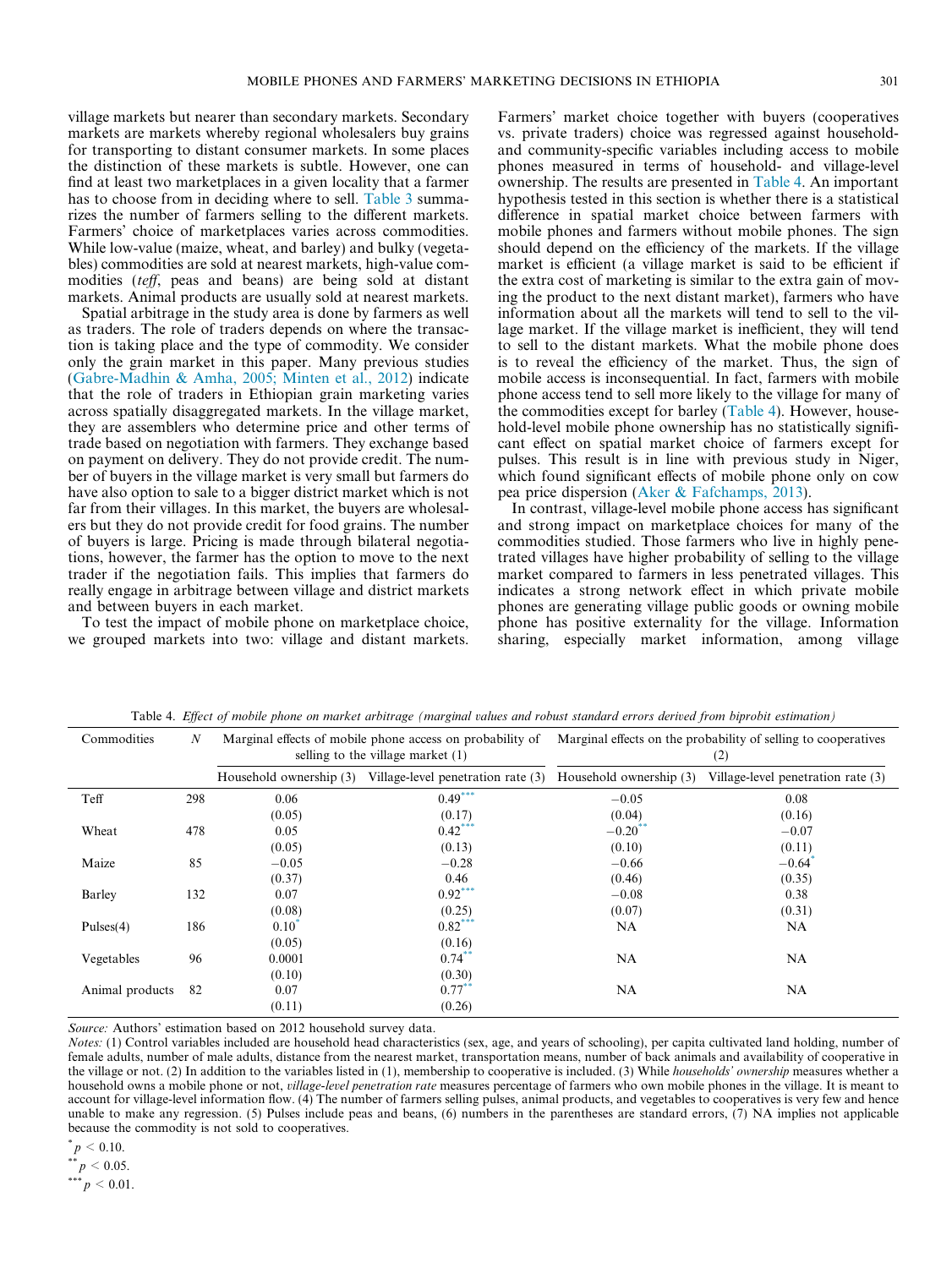village markets but nearer than secondary markets. Secondary markets are markets whereby regional wholesalers buy grains for transporting to distant consumer markets. In some places the distinction of these markets is subtle. However, one can find at least two marketplaces in a given locality that a farmer has to choose from in deciding where to sell. Table 3 summarizes the number of farmers selling to the different markets. Farmers' choice of marketplaces varies across commodities. While low-value (maize, wheat, and barley) and bulky (vegetables) commodities are sold at nearest markets, high-value commodities (*teff*, peas and beans) are being sold at distant markets. Animal products are usually sold at nearest markets.

Spatial arbitrage in the study area is done by farmers as well as traders. The role of traders depends on where the transaction is taking place and the type of commodity. We consider only the grain market in this paper. Many previous studies (Gabre-Madhin & Amha, 2005; Minten et al., 2012) indicate that the role of traders in Ethiopian grain marketing varies across spatially disaggregated markets. In the village market, they are assemblers who determine price and other terms of trade based on negotiation with farmers. They exchange based on payment on delivery. They do not provide credit. The number of buyers in the village market is very small but farmers do have also option to sale to a bigger district market which is not far from their villages. In this market, the buyers are wholesalers but they do not provide credit for food grains. The number of buyers is large. Pricing is made through bilateral negotiations, however, the farmer has the option to move to the next trader if the negotiation fails. This implies that farmers do really engage in arbitrage between village and district markets and between buyers in each market.

To test the impact of mobile phone on marketplace choice, we grouped markets into two: village and distant markets. Farmers' market choice together with buyers (cooperatives vs. private traders) choice was regressed against household- and community-specific variables including access to mobile phones measured in terms of household- and village-level ownership. The results are presented in Table 4. An important hypothesis tested in this section is whether there is a statistical difference in spatial market choice between farmers with mobile phones and farmers without mobile phones. The sign should depend on the efficiency of the markets. If the village market is efficient (a village market is said to be efficient if the extra cost of marketing is similar to the extra gain of moving the product to the next distant market), farmers who have information about all the markets will tend to sell to the village market. If the village market is inefficient, they will tend to sell to the distant markets. What the mobile phone does is to reveal the efficiency of the market. Thus, the sign of mobile access is inconsequential. In fact, farmers with mobile phone access tend to sell more likely to the village for many of the commodities except for barley (Table 4). However, household-level mobile phone ownership has no statistically significant effect on spatial market choice of farmers except for pulses. This result is in line with previous study in Niger, which found significant effects of mobile phone only on cow pea price dispersion (Aker & Fafchamps, 2013).

In contrast, village-level mobile phone access has significant and strong impact on marketplace choices for many of the commodities studied. Those farmers who live in highly penetrated villages have higher probability of selling to the village market compared to farmers in less penetrated villages. This indicates a strong network effect in which private mobile phones are generating village public goods or owning mobile phone has positive externality for the village. Information sharing, especially market information, among village

Table 4. *Effect of mobile phone on market arbitrage (marginal values and robust standard errors derived from biprobit estimation)*

| Commodities | N | Marginal effects of mobile phone access on probability of selling to the village market (1) | | Marginal effects on the probability of selling to cooperatives (2) | |
|---|---|---|---|---|---|
| | | Household ownership (3) | Village-level penetration rate (3) | Household ownership (3) | Village-level penetration rate (3) |
| Teff | 298 | 0.06 | 0.49*** | −0.05 | 0.08 |
| | | (0.05) | (0.17) | (0.04) | (0.16) |
| Wheat | 478 | 0.05 | 0.42*** | −0.20** | −0.07 |
| | | (0.05) | (0.13) | (0.10) | (0.11) |
| Maize | 85 | −0.05 | −0.28 | −0.66 | −0.64* |
| | | (0.37) | 0.46 | (0.46) | (0.35) |
| Barley | 132 | 0.07 | 0.92*** | −0.08 | 0.38 |
| | | (0.08) | (0.25) | (0.07) | (0.31) |
| Pulses(4) | 186 | 0.10* | 0.82*** | NA | NA |
| | | (0.05) | (0.16) | | |
| Vegetables | 96 | 0.0001 | 0.74** | NA | NA |
| | | (0.10) | (0.30) | | |
| Animal products | 82 | 0.07 | 0.77** | NA | NA |
| | | (0.11) | (0.26) | | |

*Source:* Authors' estimation based on 2012 household survey data.

*Notes:* (1) Control variables included are household head characteristics (sex, age, and years of schooling), per capita cultivated land holding, number of female adults, number of male adults, distance from the nearest market, transportation means, number of back animals and availability of cooperative in the village or not. (2) In addition to the variables listed in (1), membership to cooperative is included. (3) While *households' ownership* measures whether a household owns a mobile phone or not, *village-level penetration rate* measures percentage of farmers who own mobile phones in the village. It is meant to account for village-level information flow. (4) The number of farmers selling pulses, animal products, and vegetables to cooperatives is very few and hence unable to make any regression. (5) Pulses include peas and beans, (6) numbers in the parentheses are standard errors, (7) NA implies not applicable because the commodity is not sold to cooperatives.

* $p < 0.10$.

** $p < 0.05$.

*** $p < 0.01$.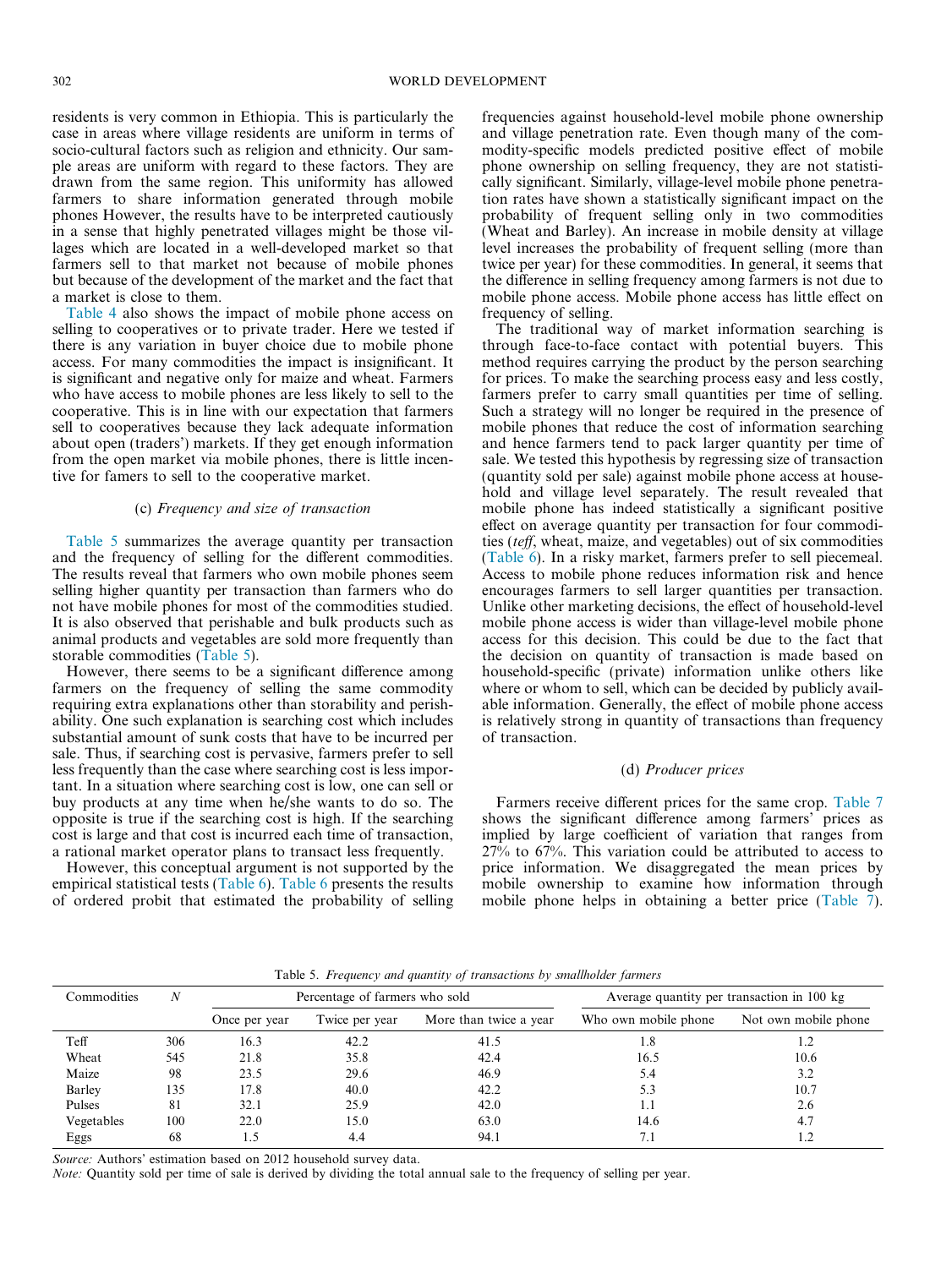residents is very common in Ethiopia. This is particularly the case in areas where village residents are uniform in terms of socio-cultural factors such as religion and ethnicity. Our sample areas are uniform with regard to these factors. They are drawn from the same region. This uniformity has allowed farmers to share information generated through mobile phones However, the results have to be interpreted cautiously in a sense that highly penetrated villages might be those villages which are located in a well-developed market so that farmers sell to that market not because of mobile phones but because of the development of the market and the fact that a market is close to them.

Table 4 also shows the impact of mobile phone access on selling to cooperatives or to private trader. Here we tested if there is any variation in buyer choice due to mobile phone access. For many commodities the impact is insignificant. It is significant and negative only for maize and wheat. Farmers who have access to mobile phones are less likely to sell to the cooperative. This is in line with our expectation that farmers sell to cooperatives because they lack adequate information about open (traders') markets. If they get enough information from the open market via mobile phones, there is little incentive for famers to sell to the cooperative market.

### (c) *Frequency and size of transaction*

Table 5 summarizes the average quantity per transaction and the frequency of selling for the different commodities. The results reveal that farmers who own mobile phones seem selling higher quantity per transaction than farmers who do not have mobile phones for most of the commodities studied. It is also observed that perishable and bulk products such as animal products and vegetables are sold more frequently than storable commodities (Table 5).

However, there seems to be a significant difference among farmers on the frequency of selling the same commodity requiring extra explanations other than storability and perishability. One such explanation is searching cost which includes substantial amount of sunk costs that have to be incurred per sale. Thus, if searching cost is pervasive, farmers prefer to sell less frequently than the case where searching cost is less important. In a situation where searching cost is low, one can sell or buy products at any time when he/she wants to do so. The opposite is true if the searching cost is high. If the searching cost is large and that cost is incurred each time of transaction, a rational market operator plans to transact less frequently.

However, this conceptual argument is not supported by the empirical statistical tests (Table 6). Table 6 presents the results of ordered probit that estimated the probability of selling frequencies against household-level mobile phone ownership and village penetration rate. Even though many of the commodity-specific models predicted positive effect of mobile phone ownership on selling frequency, they are not statistically significant. Similarly, village-level mobile phone penetration rates have shown a statistically significant impact on the probability of frequent selling only in two commodities (Wheat and Barley). An increase in mobile density at village level increases the probability of frequent selling (more than twice per year) for these commodities. In general, it seems that the difference in selling frequency among farmers is not due to mobile phone access. Mobile phone access has little effect on frequency of selling.

The traditional way of market information searching is through face-to-face contact with potential buyers. This method requires carrying the product by the person searching for prices. To make the searching process easy and less costly, farmers prefer to carry small quantities per time of selling. Such a strategy will no longer be required in the presence of mobile phones that reduce the cost of information searching and hence farmers tend to pack larger quantity per time of sale. We tested this hypothesis by regressing size of transaction (quantity sold per sale) against mobile phone access at household and village level separately. The result revealed that mobile phone has indeed statistically a significant positive effect on average quantity per transaction for four commodities (*teff*, wheat, maize, and vegetables) out of six commodities (Table 6). In a risky market, farmers prefer to sell piecemeal. Access to mobile phone reduces information risk and hence encourages farmers to sell larger quantities per transaction. Unlike other marketing decisions, the effect of household-level mobile phone access is wider than village-level mobile phone access for this decision. This could be due to the fact that the decision on quantity of transaction is made based on household-specific (private) information unlike others like where or whom to sell, which can be decided by publicly available information. Generally, the effect of mobile phone access is relatively strong in quantity of transactions than frequency of transaction.

### (d) *Producer prices*

Farmers receive different prices for the same crop. Table 7 shows the significant difference among farmers' prices as implied by large coefficient of variation that ranges from 27% to 67%. This variation could be attributed to access to price information. We disaggregated the mean prices by mobile ownership to examine how information through mobile phone helps in obtaining a better price (Table 7).

Table 5. *Frequency and quantity of transactions by smallholder farmers*

| Commodities | *N* | Percentage of farmers who sold | | | Average quantity per transaction in 100 kg | |
|---|---|---|---|---|---|---|
| | | Once per year | Twice per year | More than twice a year | Who own mobile phone | Not own mobile phone |
| Teff | 306 | 16.3 | 42.2 | 41.5 | 1.8 | 1.2 |
| Wheat | 545 | 21.8 | 35.8 | 42.4 | 16.5 | 10.6 |
| Maize | 98 | 23.5 | 29.6 | 46.9 | 5.4 | 3.2 |
| Barley | 135 | 17.8 | 40.0 | 42.2 | 5.3 | 10.7 |
| Pulses | 81 | 32.1 | 25.9 | 42.0 | 1.1 | 2.6 |
| Vegetables | 100 | 22.0 | 15.0 | 63.0 | 14.6 | 4.7 |
| Eggs | 68 | 1.5 | 4.4 | 94.1 | 7.1 | 1.2 |

*Source:* Authors' estimation based on 2012 household survey data.
*Note:* Quantity sold per time of sale is derived by dividing the total annual sale to the frequency of selling per year.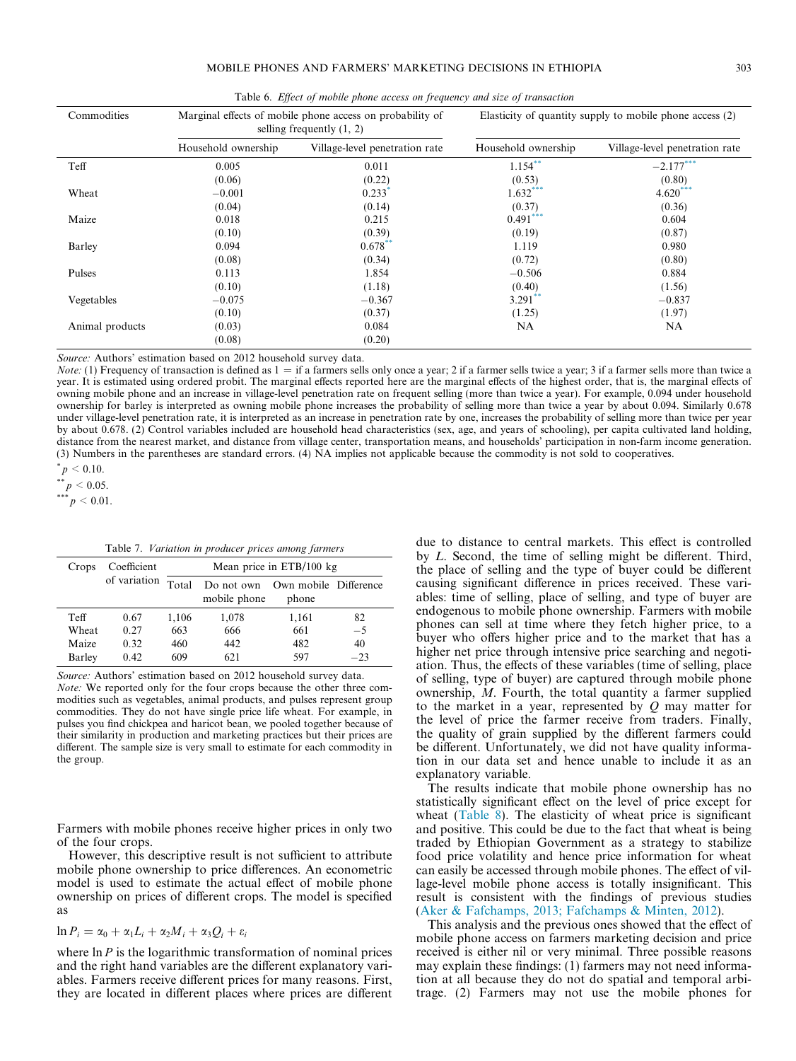Table 6. *Effect of mobile phone access on frequency and size of transaction*

| Commodities | Marginal effects of mobile phone access on probability of selling frequently (1, 2) | | Elasticity of quantity supply to mobile phone access (2) | |
|---|---|---|---|---|
| | Household ownership | Village-level penetration rate | Household ownership | Village-level penetration rate |
| Teff | 0.005 | 0.011 | 1.154** | −2.177*** |
| | (0.06) | (0.22) | (0.53) | (0.80) |
| Wheat | −0.001 | 0.233* | 1.632*** | 4.620*** |
| | (0.04) | (0.14) | (0.37) | (0.36) |
| Maize | 0.018 | 0.215 | 0.491*** | 0.604 |
| | (0.10) | (0.39) | (0.19) | (0.87) |
| Barley | 0.094 | 0.678** | 1.119 | 0.980 |
| | (0.08) | (0.34) | (0.72) | (0.80) |
| Pulses | 0.113 | 1.854 | −0.506 | 0.884 |
| | (0.10) | (1.18) | (0.40) | (1.56) |
| Vegetables | −0.075 | −0.367 | 3.291** | −0.837 |
| | (0.10) | (0.37) | (1.25) | (1.97) |
| Animal products | (0.03) | 0.084 | NA | NA |
| | (0.08) | (0.20) | | |

*Source:* Authors' estimation based on 2012 household survey data.
*Note:* (1) Frequency of transaction is defined as 1 = if a farmers sells only once a year; 2 if a farmer sells twice a year; 3 if a farmer sells more than twice a year. It is estimated using ordered probit. The marginal effects reported here are the marginal effects of the highest order, that is, the marginal effects of owning mobile phone and an increase in village-level penetration rate on frequent selling (more than twice a year). For example, 0.094 under household ownership for barley is interpreted as owning mobile phone increases the probability of selling more than twice a year by about 0.094. Similarly 0.678 under village-level penetration rate, it is interpreted as an increase in penetration rate by one, increases the probability of selling more than twice per year by about 0.678. (2) Control variables included are household head characteristics (sex, age, and years of schooling), per capita cultivated land holding, distance from the nearest market, and distance from village center, transportation means, and households' participation in non-farm income generation. (3) Numbers in the parentheses are standard errors. (4) NA implies not applicable because the commodity is not sold to cooperatives.
* $p < 0.10$.
** $p < 0.05$.
*** $p < 0.01$.

Table 7. *Variation in producer prices among farmers*

| Crops | Coefficient of variation | Mean price in ETB/100 kg | | | |
|---|---|---|---|---|---|
| | | Total | Do not own mobile phone | Own mobile phone | Difference |
| Teff | 0.67 | 1,106 | 1,078 | 1,161 | 82 |
| Wheat | 0.27 | 663 | 666 | 661 | −5 |
| Maize | 0.32 | 460 | 442 | 482 | 40 |
| Barley | 0.42 | 609 | 621 | 597 | −23 |

*Source:* Authors' estimation based on 2012 household survey data.
*Note:* We reported only for the four crops because the other three commodities such as vegetables, animal products, and pulses represent group commodities. They do not have single price life wheat. For example, in pulses you find chickpea and haricot bean, we pooled together because of their similarity in production and marketing practices but their prices are different. The sample size is very small to estimate for each commodity in the group.

Farmers with mobile phones receive higher prices in only two of the four crops.

However, this descriptive result is not sufficient to attribute mobile phone ownership to price differences. An econometric model is used to estimate the actual effect of mobile phone ownership on prices of different crops. The model is specified as

$$\ln P_i = \alpha_0 + \alpha_1 L_i + \alpha_2 M_i + \alpha_3 Q_i + \varepsilon_i$$

where $\ln P$ is the logarithmic transformation of nominal prices and the right hand variables are the different explanatory variables. Farmers receive different prices for many reasons. First, they are located in different places where prices are different due to distance to central markets. This effect is controlled by $L$. Second, the time of selling might be different. Third, the place of selling and the type of buyer could be different causing significant difference in prices received. These variables: time of selling, place of selling, and type of buyer are endogenous to mobile phone ownership. Farmers with mobile phones can sell at time where they fetch higher price, to a buyer who offers higher price and to the market that has a higher net price through intensive price searching and negotiation. Thus, the effects of these variables (time of selling, place of selling, type of buyer) are captured through mobile phone ownership, $M$. Fourth, the total quantity a farmer supplied to the market in a year, represented by $Q$ may matter for the level of price the farmer receive from traders. Finally, the quality of grain supplied by the different farmers could be different. Unfortunately, we did not have quality information in our data set and hence unable to include it as an explanatory variable.

The results indicate that mobile phone ownership has no statistically significant effect on the level of price except for wheat (Table 8). The elasticity of wheat price is significant and positive. This could be due to the fact that wheat is being traded by Ethiopian Government as a strategy to stabilize food price volatility and hence price information for wheat can easily be accessed through mobile phones. The effect of village-level mobile phone access is totally insignificant. This result is consistent with the findings of previous studies (Aker & Fafchamps, 2013; Fafchamps & Minten, 2012).

This analysis and the previous ones showed that the effect of mobile phone access on farmers marketing decision and price received is either nil or very minimal. Three possible reasons may explain these findings: (1) farmers may not need information at all because they do not do spatial and temporal arbitrage. (2) Farmers may not use the mobile phones for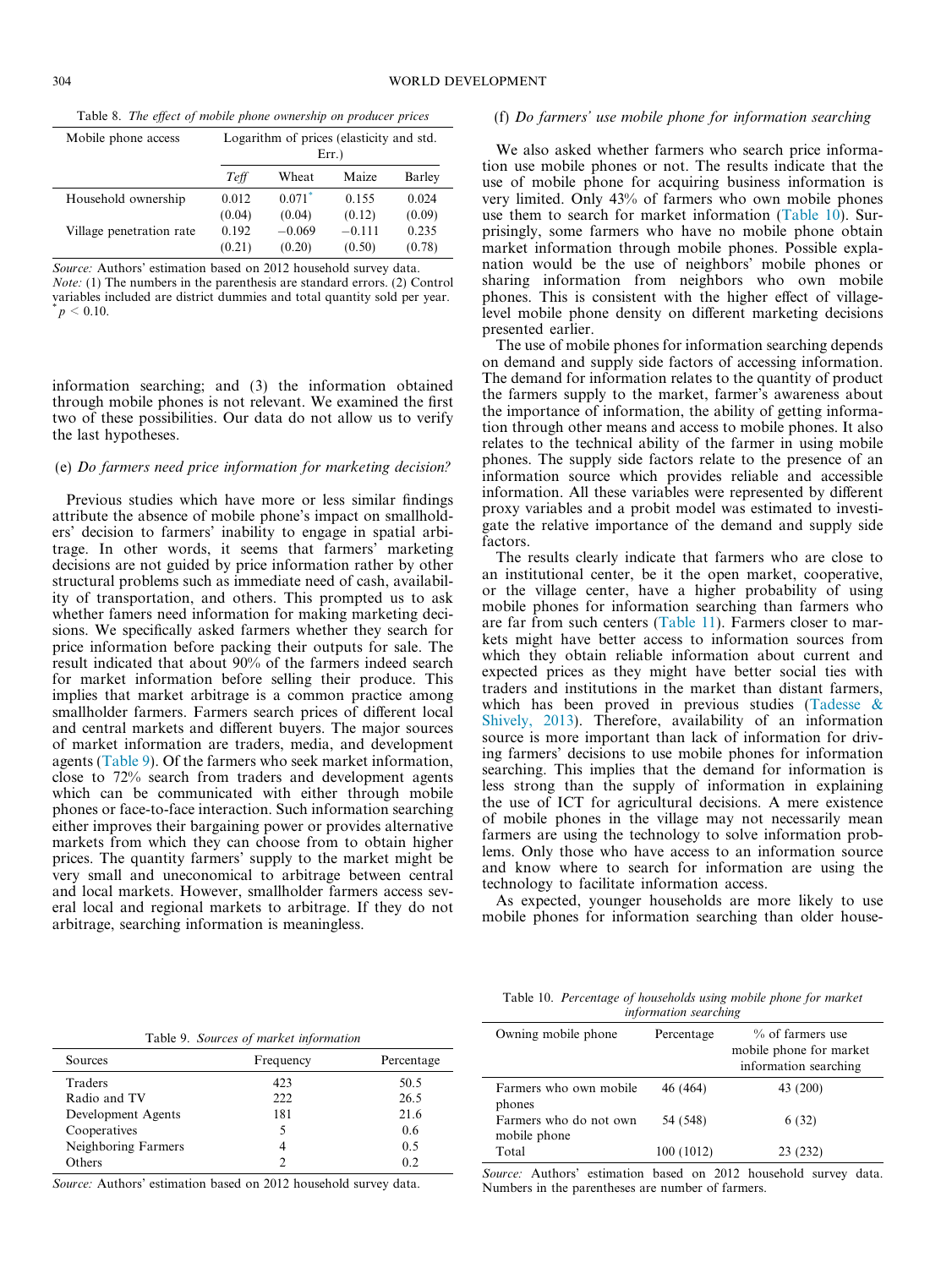Table 8. *The effect of mobile phone ownership on producer prices*

| Mobile phone access | Logarithm of prices (elasticity and std. Err.) | | | |
|---|---|---|---|---|
| | *Teff* | Wheat | Maize | Barley |
| Household ownership | 0.012 | 0.071* | 0.155 | 0.024 |
| | (0.04) | (0.04) | (0.12) | (0.09) |
| Village penetration rate | 0.192 | −0.069 | −0.111 | 0.235 |
| | (0.21) | (0.20) | (0.50) | (0.78) |

*Source:* Authors' estimation based on 2012 household survey data.
*Note:* (1) The numbers in the parenthesis are standard errors. (2) Control variables included are district dummies and total quantity sold per year.
* $p < 0.10$.

information searching; and (3) the information obtained through mobile phones is not relevant. We examined the first two of these possibilities. Our data do not allow us to verify the last hypotheses.

### (e) *Do farmers need price information for marketing decision?*

Previous studies which have more or less similar findings attribute the absence of mobile phone's impact on smallholders' decision to farmers' inability to engage in spatial arbitrage. In other words, it seems that farmers' marketing decisions are not guided by price information rather by other structural problems such as immediate need of cash, availability of transportation, and others. This prompted us to ask whether famers need information for making marketing decisions. We specifically asked farmers whether they search for price information before packing their outputs for sale. The result indicated that about 90% of the farmers indeed search for market information before selling their produce. This implies that market arbitrage is a common practice among smallholder farmers. Farmers search prices of different local and central markets and different buyers. The major sources of market information are traders, media, and development agents (Table 9). Of the farmers who seek market information, close to 72% search from traders and development agents which can be communicated with either through mobile phones or face-to-face interaction. Such information searching either improves their bargaining power or provides alternative markets from which they can choose from to obtain higher prices. The quantity farmers' supply to the market might be very small and uneconomical to arbitrage between central and local markets. However, smallholder farmers access several local and regional markets to arbitrage. If they do not arbitrage, searching information is meaningless.

### (f) *Do farmers' use mobile phone for information searching*

We also asked whether farmers who search price information use mobile phones or not. The results indicate that the use of mobile phone for acquiring business information is very limited. Only 43% of farmers who own mobile phones use them to search for market information (Table 10). Surprisingly, some farmers who have no mobile phone obtain market information through mobile phones. Possible explanation would be the use of neighbors' mobile phones or sharing information from neighbors who own mobile phones. This is consistent with the higher effect of village-level mobile phone density on different marketing decisions presented earlier.

The use of mobile phones for information searching depends on demand and supply side factors of accessing information. The demand for information relates to the quantity of product the farmers supply to the market, farmer's awareness about the importance of information, the ability of getting information through other means and access to mobile phones. It also relates to the technical ability of the farmer in using mobile phones. The supply side factors relate to the presence of an information source which provides reliable and accessible information. All these variables were represented by different proxy variables and a probit model was estimated to investigate the relative importance of the demand and supply side factors.

The results clearly indicate that farmers who are close to an institutional center, be it the open market, cooperative, or the village center, have a higher probability of using mobile phones for information searching than farmers who are far from such centers (Table 11). Farmers closer to markets might have better access to information sources from which they obtain reliable information about current and expected prices as they might have better social ties with traders and institutions in the market than distant farmers, which has been proved in previous studies (Tadesse & Shively, 2013). Therefore, availability of an information source is more important than lack of information for driving farmers' decisions to use mobile phones for information searching. This implies that the demand for information is less strong than the supply of information in explaining the use of ICT for agricultural decisions. A mere existence of mobile phones in the village may not necessarily mean farmers are using the technology to solve information problems. Only those who have access to an information source and know where to search for information are using the technology to facilitate information access.

As expected, younger households are more likely to use mobile phones for information searching than older house-

Table 9. *Sources of market information*

| Sources | Frequency | Percentage |
|---|---|---|
| Traders | 423 | 50.5 |
| Radio and TV | 222 | 26.5 |
| Development Agents | 181 | 21.6 |
| Cooperatives | 5 | 0.6 |
| Neighboring Farmers | 4 | 0.5 |
| Others | 2 | 0.2 |

*Source:* Authors' estimation based on 2012 household survey data.

Table 10. *Percentage of households using mobile phone for market information searching*

| Owning mobile phone | Percentage | % of farmers use mobile phone for market information searching |
|---|---|---|
| Farmers who own mobile phones | 46 (464) | 43 (200) |
| Farmers who do not own mobile phone | 54 (548) | 6 (32) |
| Total | 100 (1012) | 23 (232) |

*Source:* Authors' estimation based on 2012 household survey data. Numbers in the parentheses are number of farmers.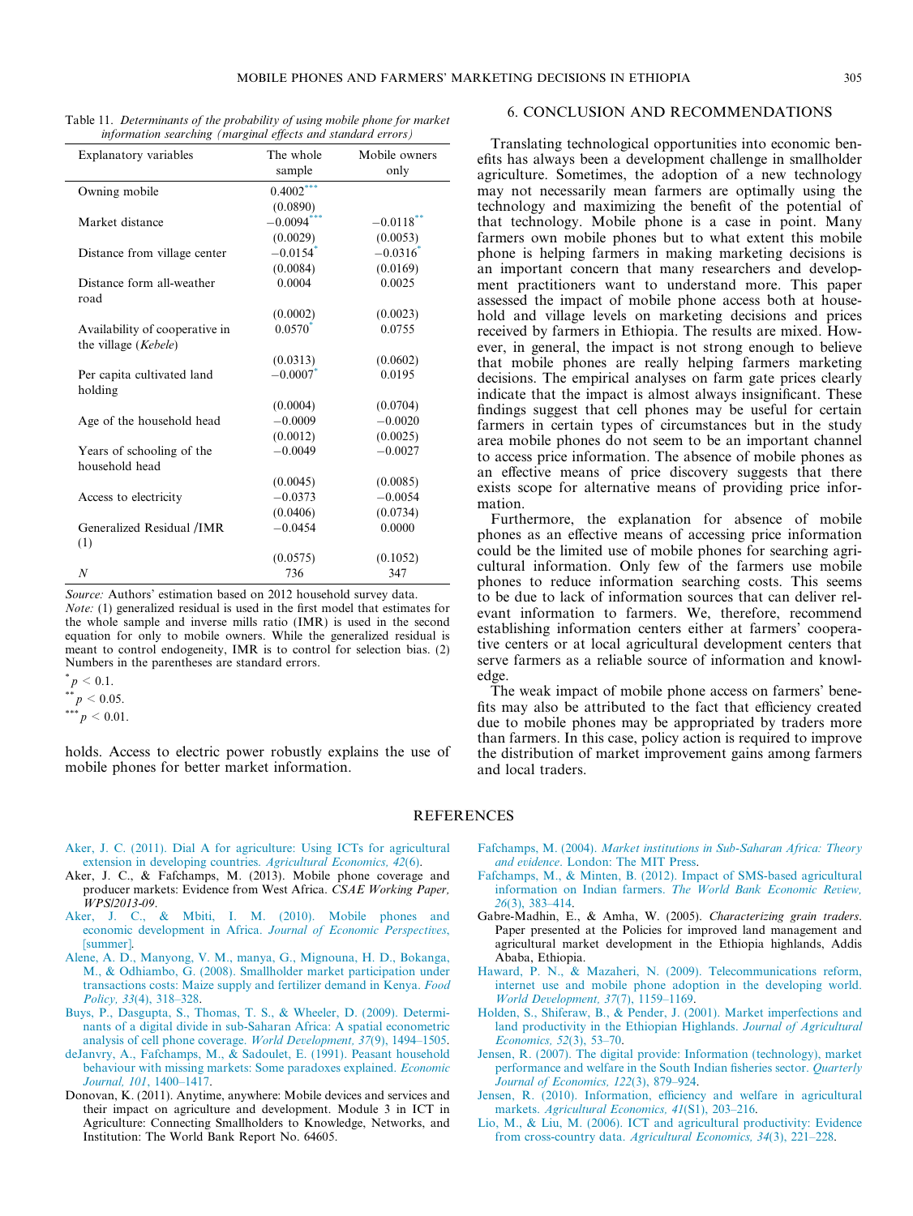Table 11. *Determinants of the probability of using mobile phone for market information searching (marginal effects and standard errors)*

| Explanatory variables | The whole sample | Mobile owners only |
|---|---|---|
| Owning mobile | 0.4002*** | |
| | (0.0890) | |
| Market distance | −0.0094*** | −0.0118** |
| | (0.0029) | (0.0053) |
| Distance from village center | −0.0154* | −0.0316* |
| | (0.0084) | (0.0169) |
| Distance form all-weather road | 0.0004 | 0.0025 |
| | (0.0002) | (0.0023) |
| Availability of cooperative in the village (*Kebele*) | 0.0570* | 0.0755 |
| | (0.0313) | (0.0602) |
| Per capita cultivated land holding | −0.0007* | 0.0195 |
| | (0.0004) | (0.0704) |
| Age of the household head | −0.0009 | −0.0020 |
| | (0.0012) | (0.0025) |
| Years of schooling of the household head | −0.0049 | −0.0027 |
| | (0.0045) | (0.0085) |
| Access to electricity | −0.0373 | −0.0054 |
| | (0.0406) | (0.0734) |
| Generalized Residual /IMR (1) | −0.0454 | 0.0000 |
| | (0.0575) | (0.1052) |
| $N$ | 736 | 347 |

*Source:* Authors' estimation based on 2012 household survey data.
*Note:* (1) generalized residual is used in the first model that estimates for the whole sample and inverse mills ratio (IMR) is used in the second equation for only to mobile owners. While the generalized residual is meant to control endogeneity, IMR is to control for selection bias. (2) Numbers in the parentheses are standard errors.

\* $p < 0.1$.
\*\* $p < 0.05$.
\*\*\* $p < 0.01$.

holds. Access to electric power robustly explains the use of mobile phones for better market information.

## 6. CONCLUSION AND RECOMMENDATIONS

Translating technological opportunities into economic benefits has always been a development challenge in smallholder agriculture. Sometimes, the adoption of a new technology may not necessarily mean farmers are optimally using the technology and maximizing the benefit of the potential of that technology. Mobile phone is a case in point. Many farmers own mobile phones but to what extent this mobile phone is helping farmers in making marketing decisions is an important concern that many researchers and development practitioners want to understand more. This paper assessed the impact of mobile phone access both at household and village levels on marketing decisions and prices received by farmers in Ethiopia. The results are mixed. However, in general, the impact is not strong enough to believe that mobile phones are really helping farmers marketing decisions. The empirical analyses on farm gate prices clearly indicate that the impact is almost always insignificant. These findings suggest that cell phones may be useful for certain farmers in certain types of circumstances but in the study area mobile phones do not seem to be an important channel to access price information. The absence of mobile phones as an effective means of price discovery suggests that there exists scope for alternative means of providing price information.

Furthermore, the explanation for absence of mobile phones as an effective means of accessing price information could be the limited use of mobile phones for searching agricultural information. Only few of the farmers use mobile phones to reduce information searching costs. This seems to be due to lack of information sources that can deliver relevant information to farmers. We, therefore, recommend establishing information centers either at farmers' cooperative centers or at local agricultural development centers that serve farmers as a reliable source of information and knowledge.

The weak impact of mobile phone access on farmers' benefits may also be attributed to the fact that efficiency created due to mobile phones may be appropriated by traders more than farmers. In this case, policy action is required to improve the distribution of market improvement gains among farmers and local traders.

## REFERENCES

Aker, J. C. (2011). Dial A for agriculture: Using ICTs for agricultural extension in developing countries. *Agricultural Economics, 42*(6).

Aker, J. C., & Fafchamps, M. (2013). Mobile phone coverage and producer markets: Evidence from West Africa. *CSAE Working Paper, WPS/2013-09*.

Aker, J. C., & Mbiti, I. M. (2010). Mobile phones and economic development in Africa. *Journal of Economic Perspectives*, [summer].

Alene, A. D., Manyong, V. M., manya, G., Mignouna, H. D., Bokanga, M., & Odhiambo, G. (2008). Smallholder market participation under transactions costs: Maize supply and fertilizer demand in Kenya. *Food Policy, 33*(4), 318–328.

Buys, P., Dasgupta, S., Thomas, T. S., & Wheeler, D. (2009). Determinants of a digital divide in sub-Saharan Africa: A spatial econometric analysis of cell phone coverage. *World Development, 37*(9), 1494–1505.

deJanvry, A., Fafchamps, M., & Sadoulet, E. (1991). Peasant household behaviour with missing markets: Some paradoxes explained. *Economic Journal, 101*, 1400–1417.

Donovan, K. (2011). Anytime, anywhere: Mobile devices and services and their impact on agriculture and development. Module 3 in ICT in Agriculture: Connecting Smallholders to Knowledge, Networks, and Institution: The World Bank Report No. 64605.

Fafchamps, M. (2004). *Market institutions in Sub-Saharan Africa: Theory and evidence*. London: The MIT Press.

Fafchamps, M., & Minten, B. (2012). Impact of SMS-based agricultural information on Indian farmers. *The World Bank Economic Review, 26*(3), 383–414.

Gabre-Madhin, E., & Amha, W. (2005). *Characterizing grain traders*. Paper presented at the Policies for improved land management and agricultural market development in the Ethiopia highlands, Addis Ababa, Ethiopia.

Haward, P. N., & Mazaheri, N. (2009). Telecommunications reform, internet use and mobile phone adoption in the developing world. *World Development, 37*(7), 1159–1169.

Holden, S., Shiferaw, B., & Pender, J. (2001). Market imperfections and land productivity in the Ethiopian Highlands. *Journal of Agricultural Economics, 52*(3), 53–70.

Jensen, R. (2007). The digital provide: Information (technology), market performance and welfare in the South Indian fisheries sector. *Quarterly Journal of Economics, 122*(3), 879–924.

Jensen, R. (2010). Information, efficiency and welfare in agricultural markets. *Agricultural Economics, 41*(S1), 203–216.

Lio, M., & Liu, M. (2006). ICT and agricultural productivity: Evidence from cross-country data. *Agricultural Economics, 34*(3), 221–228.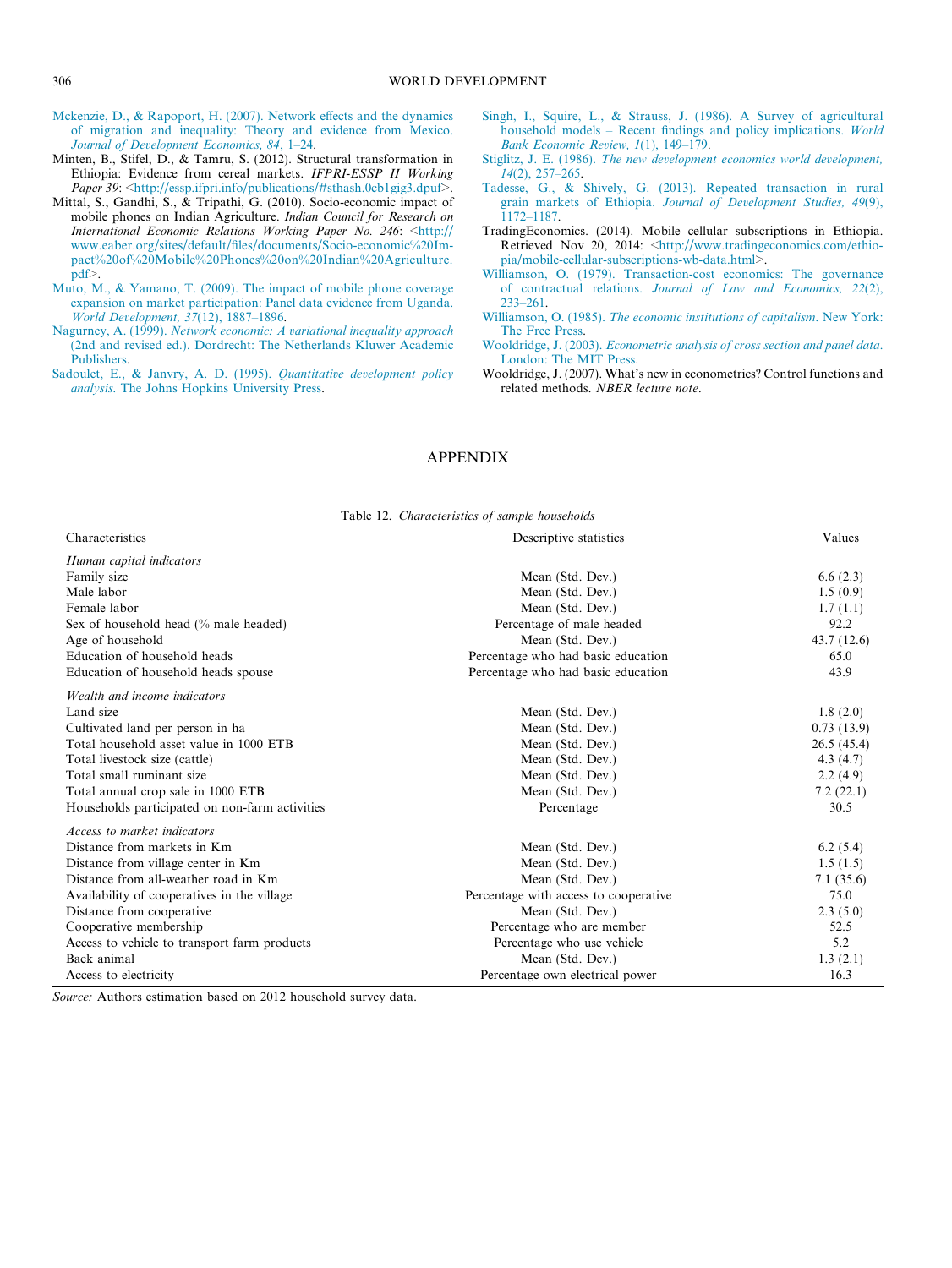Mckenzie, D., & Rapoport, H. (2007). Network effects and the dynamics of migration and inequality: Theory and evidence from Mexico. *Journal of Development Economics, 84*, 1–24.

Minten, B., Stifel, D., & Tamru, S. (2012). Structural transformation in Ethiopia: Evidence from cereal markets. *IFPRI-ESSP II Working Paper 39*: <http://essp.ifpri.info/publications/#sthash.0cb1gig3.dpuf>.

Mittal, S., Gandhi, S., & Tripathi, G. (2010). Socio-economic impact of mobile phones on Indian Agriculture. *Indian Council for Research on International Economic Relations Working Paper No. 246*: <http://www.eaber.org/sites/default/files/documents/Socio-economic%20Impact%20of%20Mobile%20Phones%20on%20Indian%20Agriculture.pdf>.

Muto, M., & Yamano, T. (2009). The impact of mobile phone coverage expansion on market participation: Panel data evidence from Uganda. *World Development, 37*(12), 1887–1896.

Nagurney, A. (1999). *Network economic: A variational inequality approach* (2nd and revised ed.). Dordrecht: The Netherlands Kluwer Academic Publishers.

Sadoulet, E., & Janvry, A. D. (1995). *Quantitative development policy analysis*. The Johns Hopkins University Press.

Singh, I., Squire, L., & Strauss, J. (1986). A Survey of agricultural household models – Recent findings and policy implications. *World Bank Economic Review, 1*(1), 149–179.

Stiglitz, J. E. (1986). *The new development economics world development, 14*(2), 257–265.

Tadesse, G., & Shively, G. (2013). Repeated transaction in rural grain markets of Ethiopia. *Journal of Development Studies, 49*(9), 1172–1187.

TradingEconomics. (2014). Mobile cellular subscriptions in Ethiopia. Retrieved Nov 20, 2014: <http://www.tradingeconomics.com/ethiopia/mobile-cellular-subscriptions-wb-data.html>.

Williamson, O. (1979). Transaction-cost economics: The governance of contractual relations. *Journal of Law and Economics, 22*(2), 233–261.

Williamson, O. (1985). *The economic institutions of capitalism*. New York: The Free Press.

Wooldridge, J. (2003). *Econometric analysis of cross section and panel data*. London: The MIT Press.

Wooldridge, J. (2007). What's new in econometrics? Control functions and related methods. *NBER lecture note*.

## APPENDIX

Table 12. *Characteristics of sample households*

| Characteristics | Descriptive statistics | Values |
|---|---|---|
| *Human capital indicators* | | |
| Family size | Mean (Std. Dev.) | 6.6 (2.3) |
| Male labor | Mean (Std. Dev.) | 1.5 (0.9) |
| Female labor | Mean (Std. Dev.) | 1.7 (1.1) |
| Sex of household head (% male headed) | Percentage of male headed | 92.2 |
| Age of household | Mean (Std. Dev.) | 43.7 (12.6) |
| Education of household heads | Percentage who had basic education | 65.0 |
| Education of household heads spouse | Percentage who had basic education | 43.9 |
| *Wealth and income indicators* | | |
| Land size | Mean (Std. Dev.) | 1.8 (2.0) |
| Cultivated land per person in ha | Mean (Std. Dev.) | 0.73 (13.9) |
| Total household asset value in 1000 ETB | Mean (Std. Dev.) | 26.5 (45.4) |
| Total livestock size (cattle) | Mean (Std. Dev.) | 4.3 (4.7) |
| Total small ruminant size | Mean (Std. Dev.) | 2.2 (4.9) |
| Total annual crop sale in 1000 ETB | Mean (Std. Dev.) | 7.2 (22.1) |
| Households participated on non-farm activities | Percentage | 30.5 |
| *Access to market indicators* | | |
| Distance from markets in Km | Mean (Std. Dev.) | 6.2 (5.4) |
| Distance from village center in Km | Mean (Std. Dev.) | 1.5 (1.5) |
| Distance from all-weather road in Km | Mean (Std. Dev.) | 7.1 (35.6) |
| Availability of cooperatives in the village | Percentage with access to cooperative | 75.0 |
| Distance from cooperative | Mean (Std. Dev.) | 2.3 (5.0) |
| Cooperative membership | Percentage who are member | 52.5 |
| Access to vehicle to transport farm products | Percentage who use vehicle | 5.2 |
| Back animal | Mean (Std. Dev.) | 1.3 (2.1) |
| Access to electricity | Percentage own electrical power | 16.3 |

*Source:* Authors estimation based on 2012 household survey data.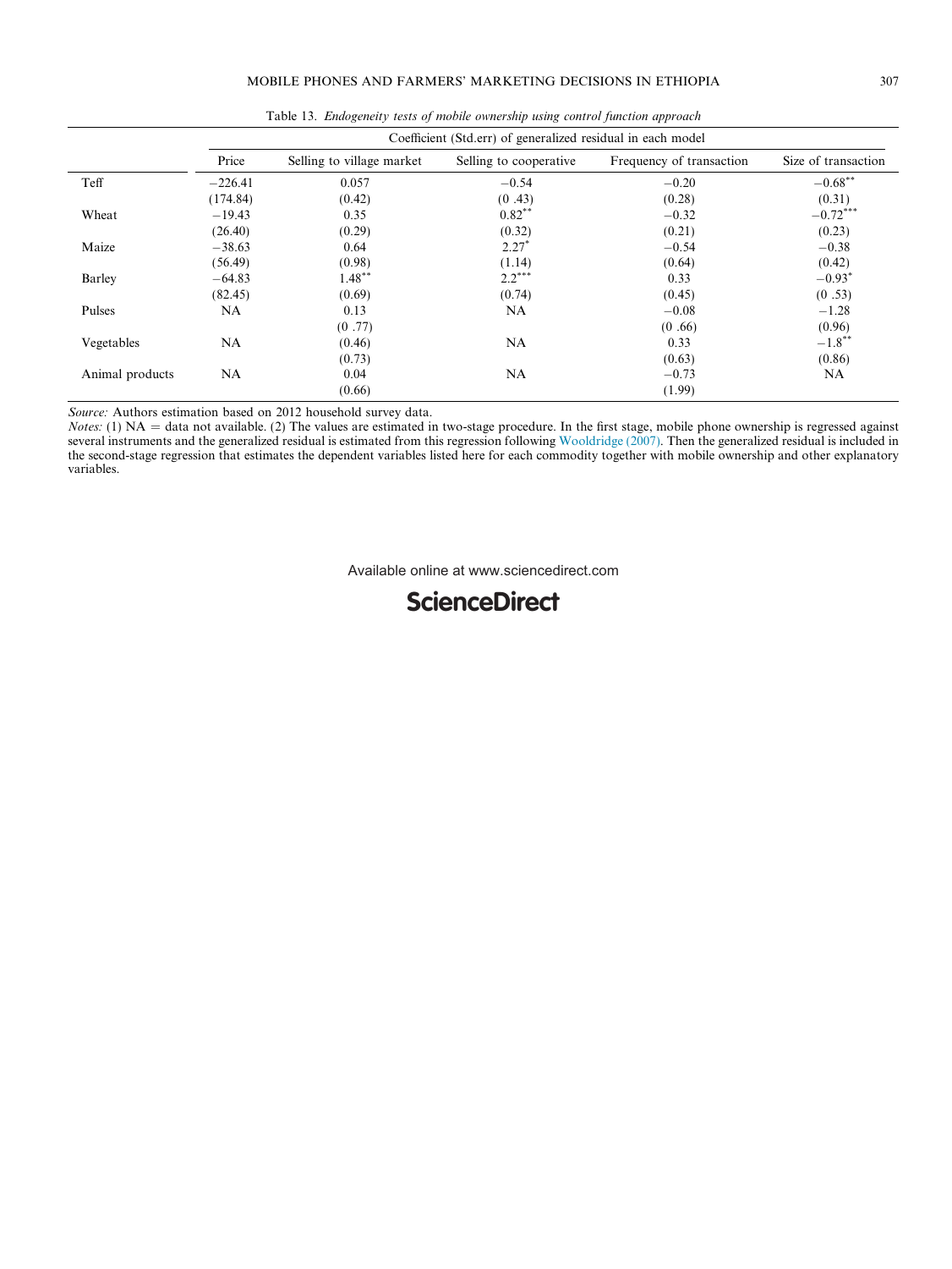Table 13. *Endogeneity tests of mobile ownership using control function approach*

| | Coefficient (Std.err) of generalized residual in each model | | | | |
|---|---|---|---|---|---|
| | Price | Selling to village market | Selling to cooperative | Frequency of transaction | Size of transaction |
| Teff | −226.41 | 0.057 | −0.54 | −0.20 | −0.68** |
| | (174.84) | (0.42) | (0 .43) | (0.28) | (0.31) |
| Wheat | −19.43 | 0.35 | 0.82** | −0.32 | −0.72*** |
| | (26.40) | (0.29) | (0.32) | (0.21) | (0.23) |
| Maize | −38.63 | 0.64 | 2.27* | −0.54 | −0.38 |
| | (56.49) | (0.98) | (1.14) | (0.64) | (0.42) |
| Barley | −64.83 | 1.48** | 2.2*** | 0.33 | −0.93* |
| | (82.45) | (0.69) | (0.74) | (0.45) | (0 .53) |
| Pulses | NA | 0.13 | NA | −0.08 | −1.28 |
| | | (0 .77) | | (0 .66) | (0.96) |
| Vegetables | NA | (0.46) | NA | 0.33 | −1.8** |
| | | (0.73) | | (0.63) | (0.86) |
| Animal products | NA | 0.04 | NA | −0.73 | NA |
| | | (0.66) | | (1.99) | |

*Source:* Authors estimation based on 2012 household survey data.

*Notes:* (1) NA = data not available. (2) The values are estimated in two-stage procedure. In the first stage, mobile phone ownership is regressed against several instruments and the generalized residual is estimated from this regression following Wooldridge (2007). Then the generalized residual is included in the second-stage regression that estimates the dependent variables listed here for each commodity together with mobile ownership and other explanatory variables.

Available online at www.sciencedirect.com

**ScienceDirect**